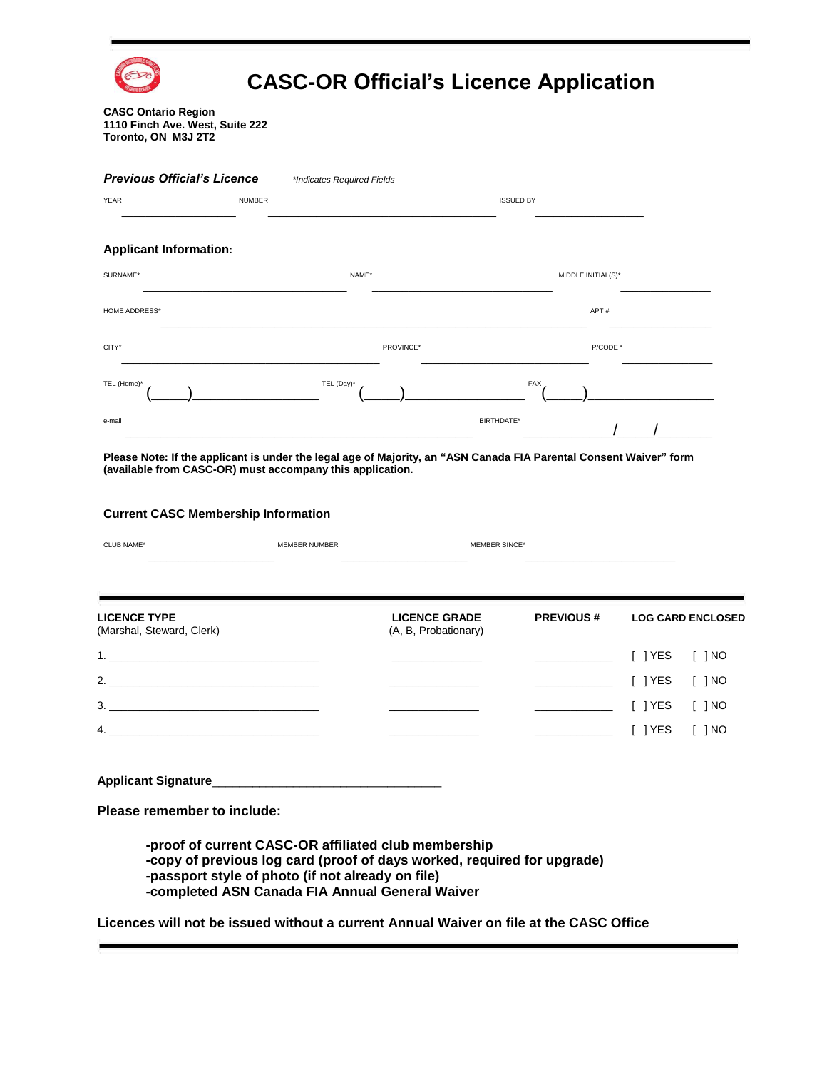# CASC-OR Official's Licence Application

**CASC Ontario Region**
**1110 Finch Ave. West, Suite 222**
**Toronto, ON M3J 2T2**

***Previous Official's Licence*** *\*Indicates Required Fields*

YEAR ____________ NUMBER ________________________ ISSUED BY ____________

**Applicant Information:**

SURNAME* ____________________ NAME* ____________________ MIDDLE INITIAL(S)* ____________

HOME ADDRESS* ________________________________________ APT # ____________

CITY* ____________________ PROVINCE* ____________________ P/CODE * ____________

TEL (Home)* (____)____________ TEL (Day)* (____)____________ FAX (____)____________

e-mail ________________________________ BIRTHDATE* ________/____/______

**Please Note: If the applicant is under the legal age of Majority, an "ASN Canada FIA Parental Consent Waiver" form (available from CASC-OR) must accompany this application.**

**Current CASC Membership Information**

CLUB NAME* ______________ MEMBER NUMBER ______________ MEMBER SINCE* ______________

| **LICENCE TYPE** (Marshal, Steward, Clerk) | **LICENCE GRADE** (A, B, Probationary) | **PREVIOUS #** | **LOG CARD ENCLOSED** |
|---|---|---|---|
| 1. | | | [ ] YES [ ] NO |
| 2. | | | [ ] YES [ ] NO |
| 3. | | | [ ] YES [ ] NO |
| 4. | | | [ ] YES [ ] NO |

**Applicant Signature**________________________________

**Please remember to include:**

- **proof of current CASC-OR affiliated club membership**
- **copy of previous log card (proof of days worked, required for upgrade)**
- **passport style of photo (if not already on file)**
- **completed ASN Canada FIA Annual General Waiver**

**Licences will not be issued without a current Annual Waiver on file at the CASC Office**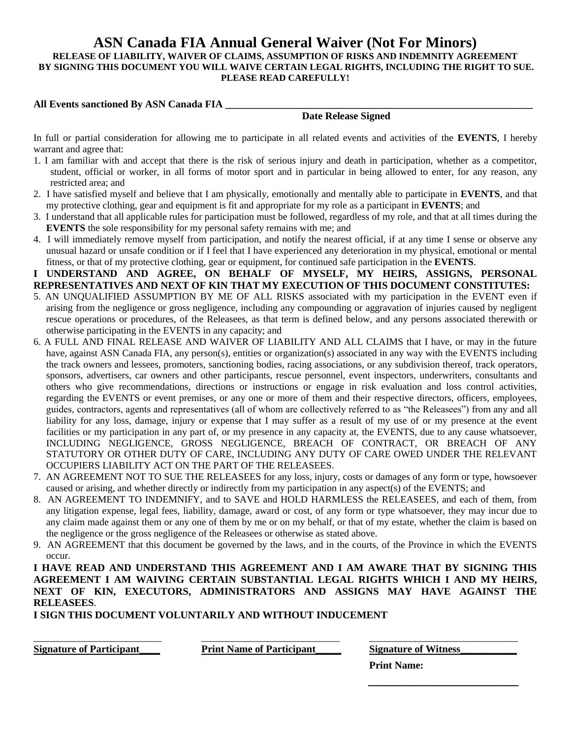# ASN Canada FIA Annual General Waiver (Not For Minors)

**RELEASE OF LIABILITY, WAIVER OF CLAIMS, ASSUMPTION OF RISKS AND INDEMNITY AGREEMENT**
**BY SIGNING THIS DOCUMENT YOU WILL WAIVE CERTAIN LEGAL RIGHTS, INCLUDING THE RIGHT TO SUE.**
**PLEASE READ CAREFULLY!**

**All Events sanctioned By ASN Canada FIA \_\_\_\_\_\_\_\_\_\_\_\_\_\_\_\_\_\_\_\_\_\_\_\_\_\_\_\_\_\_\_\_\_\_\_\_\_\_\_\_\_\_\_\_\_\_\_\_\_\_\_\_\_\_\_\_\_\_\_\_**

**Date Release Signed**

In full or partial consideration for allowing me to participate in all related events and activities of the **EVENTS**, I hereby warrant and agree that:

1. I am familiar with and accept that there is the risk of serious injury and death in participation, whether as a competitor, student, official or worker, in all forms of motor sport and in particular in being allowed to enter, for any reason, any restricted area; and
2. I have satisfied myself and believe that I am physically, emotionally and mentally able to participate in **EVENTS**, and that my protective clothing, gear and equipment is fit and appropriate for my role as a participant in **EVENTS**; and
3. I understand that all applicable rules for participation must be followed, regardless of my role, and that at all times during the **EVENTS** the sole responsibility for my personal safety remains with me; and
4. I will immediately remove myself from participation, and notify the nearest official, if at any time I sense or observe any unusual hazard or unsafe condition or if I feel that I have experienced any deterioration in my physical, emotional or mental fitness, or that of my protective clothing, gear or equipment, for continued safe participation in the **EVENTS**.

**I UNDERSTAND AND AGREE, ON BEHALF OF MYSELF, MY HEIRS, ASSIGNS, PERSONAL REPRESENTATIVES AND NEXT OF KIN THAT MY EXECUTION OF THIS DOCUMENT CONSTITUTES:**

5. AN UNQUALIFIED ASSUMPTION BY ME OF ALL RISKS associated with my participation in the EVENT even if arising from the negligence or gross negligence, including any compounding or aggravation of injuries caused by negligent rescue operations or procedures, of the Releasees, as that term is defined below, and any persons associated therewith or otherwise participating in the EVENTS in any capacity; and
6. A FULL AND FINAL RELEASE AND WAIVER OF LIABILITY AND ALL CLAIMS that I have, or may in the future have, against ASN Canada FIA, any person(s), entities or organization(s) associated in any way with the EVENTS including the track owners and lessees, promoters, sanctioning bodies, racing associations, or any subdivision thereof, track operators, sponsors, advertisers, car owners and other participants, rescue personnel, event inspectors, underwriters, consultants and others who give recommendations, directions or instructions or engage in risk evaluation and loss control activities, regarding the EVENTS or event premises, or any one or more of them and their respective directors, officers, employees, guides, contractors, agents and representatives (all of whom are collectively referred to as "the Releasees") from any and all liability for any loss, damage, injury or expense that I may suffer as a result of my use of or my presence at the event facilities or my participation in any part of, or my presence in any capacity at, the EVENTS, due to any cause whatsoever, INCLUDING NEGLIGENCE, GROSS NEGLIGENCE, BREACH OF CONTRACT, OR BREACH OF ANY STATUTORY OR OTHER DUTY OF CARE, INCLUDING ANY DUTY OF CARE OWED UNDER THE RELEVANT OCCUPIERS LIABILITY ACT ON THE PART OF THE RELEASEES.
7. AN AGREEMENT NOT TO SUE THE RELEASEES for any loss, injury, costs or damages of any form or type, howsoever caused or arising, and whether directly or indirectly from my participation in any aspect(s) of the EVENTS; and
8. AN AGREEMENT TO INDEMNIFY, and to SAVE and HOLD HARMLESS the RELEASEES, and each of them, from any litigation expense, legal fees, liability, damage, award or cost, of any form or type whatsoever, they may incur due to any claim made against them or any one of them by me or on my behalf, or that of my estate, whether the claim is based on the negligence or the gross negligence of the Releasees or otherwise as stated above.
9. AN AGREEMENT that this document be governed by the laws, and in the courts, of the Province in which the EVENTS occur.

**I HAVE READ AND UNDERSTAND THIS AGREEMENT AND I AM AWARE THAT BY SIGNING THIS AGREEMENT I AM WAIVING CERTAIN SUBSTANTIAL LEGAL RIGHTS WHICH I AND MY HEIRS, NEXT OF KIN, EXECUTORS, ADMINISTRATORS AND ASSIGNS MAY HAVE AGAINST THE RELEASEES**.

**I SIGN THIS DOCUMENT VOLUNTARILY AND WITHOUT INDUCEMENT**

\_\_\_\_\_\_\_\_\_\_\_\_\_\_\_\_\_\_\_\_\_\_\_\_\_\_ \_\_\_\_\_\_\_\_\_\_\_\_\_\_\_\_\_\_\_\_\_\_\_\_\_\_\_\_ \_\_\_\_\_\_\_\_\_\_\_\_\_\_\_\_\_\_\_\_\_\_\_\_\_\_\_\_\_\_

**Signature of Participant\_\_\_\_** **Print Name of Participant\_\_\_\_\_** **Signature of Witness\_\_\_\_\_\_\_\_\_\_\_**

**Print Name:**

\_\_\_\_\_\_\_\_\_\_\_\_\_\_\_\_\_\_\_\_\_\_\_\_\_\_\_\_\_\_